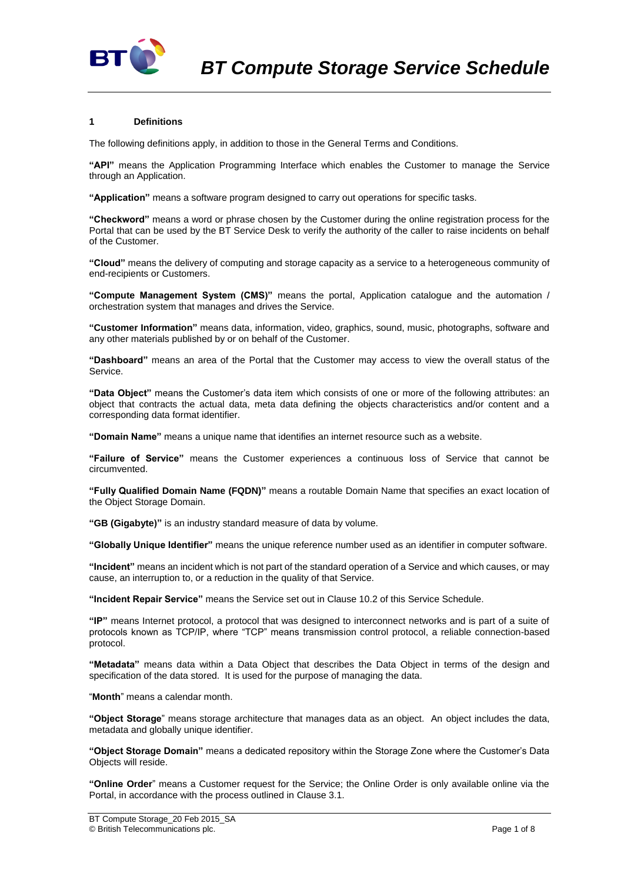# BT Compute Storage Service Schedule

## 1 Definitions

The following definitions apply, in addition to those in the General Terms and Conditions.

**"API"** means the Application Programming Interface which enables the Customer to manage the Service through an Application.

**"Application"** means a software program designed to carry out operations for specific tasks.

**"Checkword"** means a word or phrase chosen by the Customer during the online registration process for the Portal that can be used by the BT Service Desk to verify the authority of the caller to raise incidents on behalf of the Customer.

**"Cloud"** means the delivery of computing and storage capacity as a service to a heterogeneous community of end-recipients or Customers.

**"Compute Management System (CMS)"** means the portal, Application catalogue and the automation / orchestration system that manages and drives the Service.

**"Customer Information"** means data, information, video, graphics, sound, music, photographs, software and any other materials published by or on behalf of the Customer.

**"Dashboard"** means an area of the Portal that the Customer may access to view the overall status of the Service.

**"Data Object"** means the Customer's data item which consists of one or more of the following attributes: an object that contracts the actual data, meta data defining the objects characteristics and/or content and a corresponding data format identifier.

**"Domain Name"** means a unique name that identifies an internet resource such as a website.

**"Failure of Service"** means the Customer experiences a continuous loss of Service that cannot be circumvented.

**"Fully Qualified Domain Name (FQDN)"** means a routable Domain Name that specifies an exact location of the Object Storage Domain.

**"GB (Gigabyte)"** is an industry standard measure of data by volume.

**"Globally Unique Identifier"** means the unique reference number used as an identifier in computer software.

**"Incident"** means an incident which is not part of the standard operation of a Service and which causes, or may cause, an interruption to, or a reduction in the quality of that Service.

**"Incident Repair Service"** means the Service set out in Clause 10.2 of this Service Schedule.

**"IP"** means Internet protocol, a protocol that was designed to interconnect networks and is part of a suite of protocols known as TCP/IP, where "TCP" means transmission control protocol, a reliable connection-based protocol.

**"Metadata"** means data within a Data Object that describes the Data Object in terms of the design and specification of the data stored. It is used for the purpose of managing the data.

"**Month**" means a calendar month.

**"Object Storage**" means storage architecture that manages data as an object. An object includes the data, metadata and globally unique identifier.

**"Object Storage Domain"** means a dedicated repository within the Storage Zone where the Customer's Data Objects will reside.

**"Online Order**" means a Customer request for the Service; the Online Order is only available online via the Portal, in accordance with the process outlined in Clause 3.1.

BT Compute Storage_20 Feb 2015_SA
© British Telecommunications plc.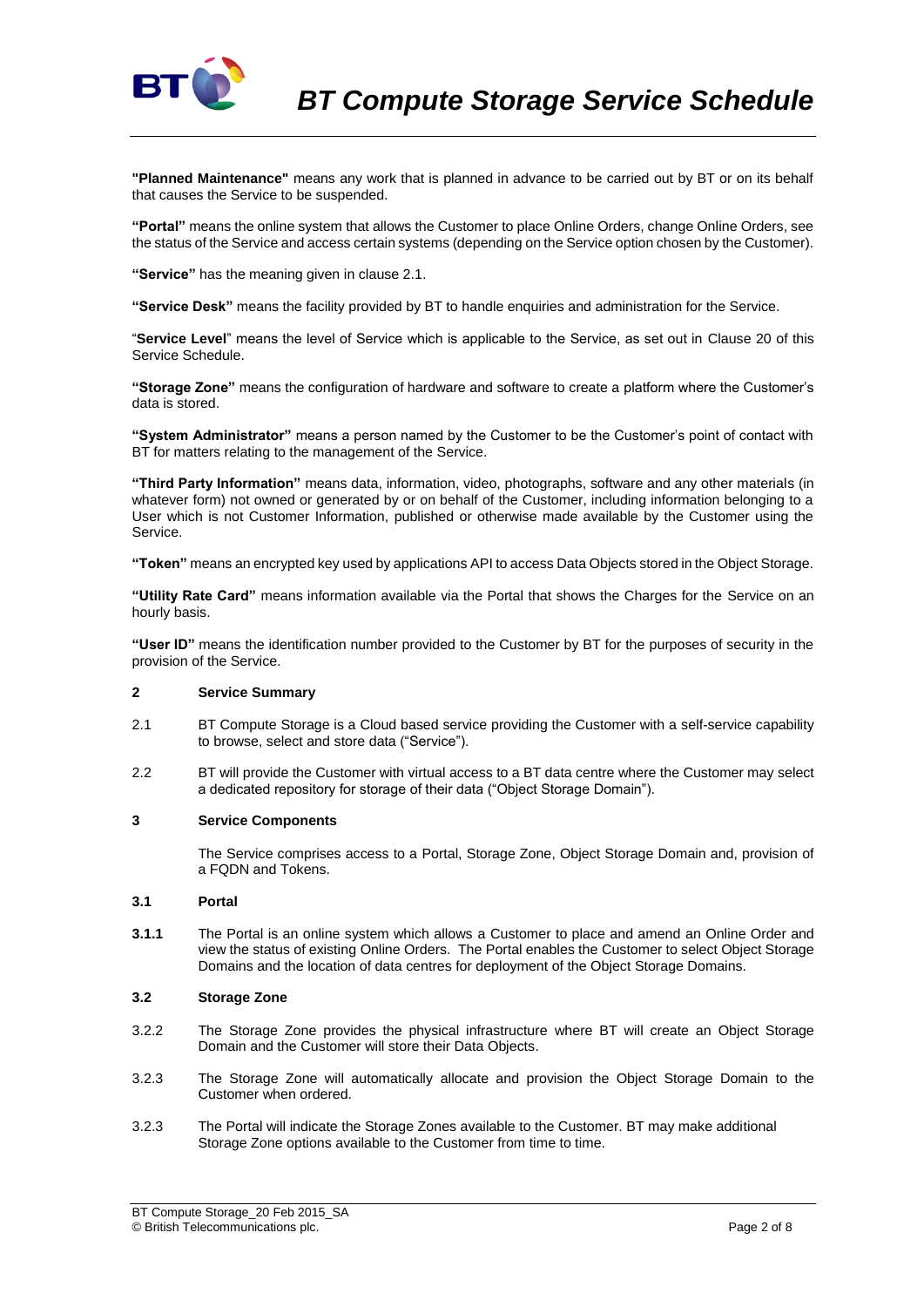**"Planned Maintenance"** means any work that is planned in advance to be carried out by BT or on its behalf that causes the Service to be suspended.

**"Portal"** means the online system that allows the Customer to place Online Orders, change Online Orders, see the status of the Service and access certain systems (depending on the Service option chosen by the Customer).

**"Service"** has the meaning given in clause 2.1.

**"Service Desk"** means the facility provided by BT to handle enquiries and administration for the Service.

"**Service Level**" means the level of Service which is applicable to the Service, as set out in Clause 20 of this Service Schedule.

**"Storage Zone"** means the configuration of hardware and software to create a platform where the Customer's data is stored.

**"System Administrator"** means a person named by the Customer to be the Customer's point of contact with BT for matters relating to the management of the Service.

**"Third Party Information"** means data, information, video, photographs, software and any other materials (in whatever form) not owned or generated by or on behalf of the Customer, including information belonging to a User which is not Customer Information, published or otherwise made available by the Customer using the Service.

**"Token"** means an encrypted key used by applications API to access Data Objects stored in the Object Storage.

**"Utility Rate Card"** means information available via the Portal that shows the Charges for the Service on an hourly basis.

**"User ID"** means the identification number provided to the Customer by BT for the purposes of security in the provision of the Service.

## 2 Service Summary

2.1 BT Compute Storage is a Cloud based service providing the Customer with a self-service capability to browse, select and store data ("Service").

2.2 BT will provide the Customer with virtual access to a BT data centre where the Customer may select a dedicated repository for storage of their data ("Object Storage Domain").

## 3 Service Components

The Service comprises access to a Portal, Storage Zone, Object Storage Domain and, provision of a FQDN and Tokens.

### 3.1 Portal

**3.1.1** The Portal is an online system which allows a Customer to place and amend an Online Order and view the status of existing Online Orders. The Portal enables the Customer to select Object Storage Domains and the location of data centres for deployment of the Object Storage Domains.

### 3.2 Storage Zone

3.2.2 The Storage Zone provides the physical infrastructure where BT will create an Object Storage Domain and the Customer will store their Data Objects.

3.2.3 The Storage Zone will automatically allocate and provision the Object Storage Domain to the Customer when ordered.

3.2.3 The Portal will indicate the Storage Zones available to the Customer. BT may make additional Storage Zone options available to the Customer from time to time.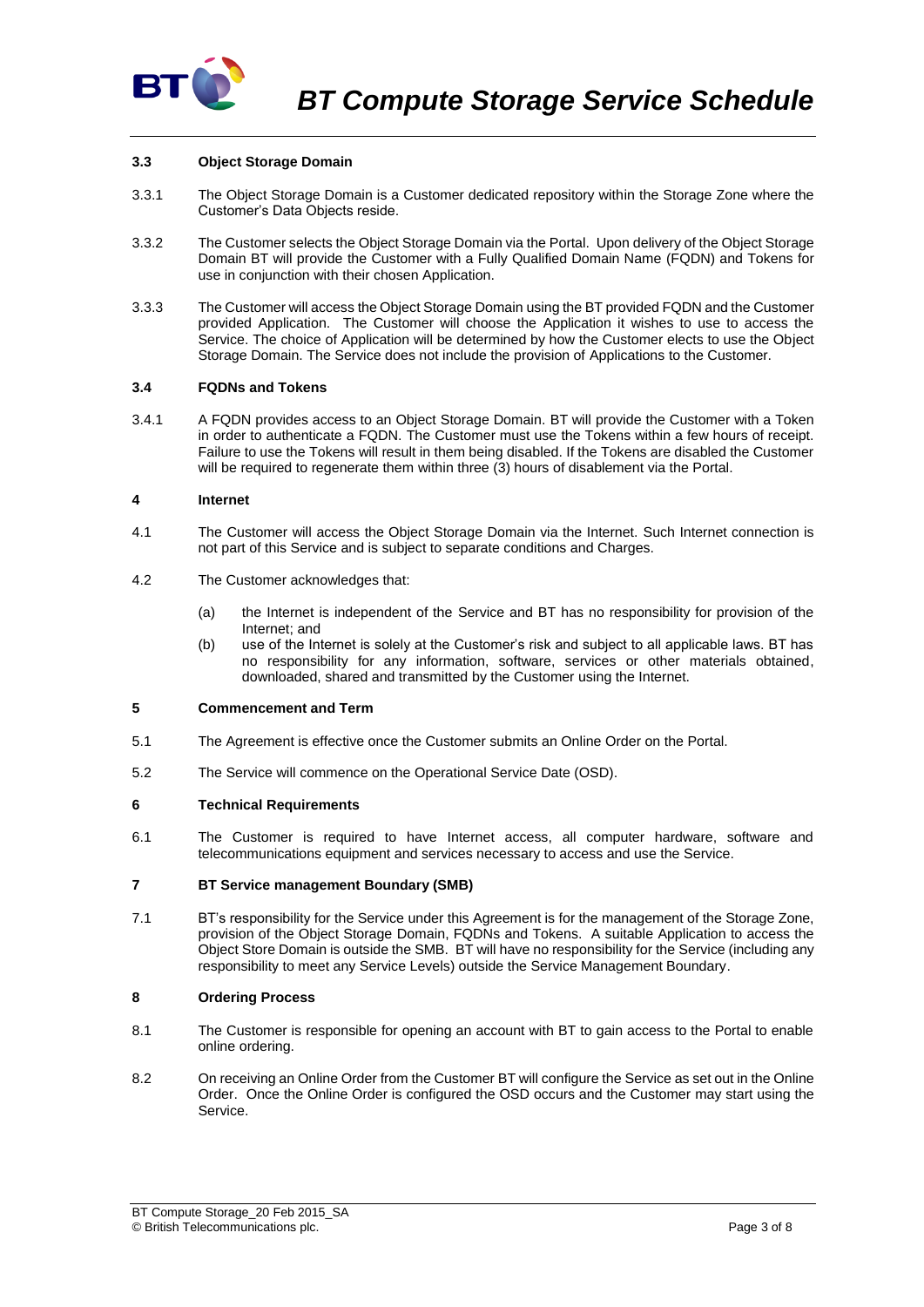### 3.3 Object Storage Domain

3.3.1 The Object Storage Domain is a Customer dedicated repository within the Storage Zone where the Customer's Data Objects reside.

3.3.2 The Customer selects the Object Storage Domain via the Portal. Upon delivery of the Object Storage Domain BT will provide the Customer with a Fully Qualified Domain Name (FQDN) and Tokens for use in conjunction with their chosen Application.

3.3.3 The Customer will access the Object Storage Domain using the BT provided FQDN and the Customer provided Application. The Customer will choose the Application it wishes to use to access the Service. The choice of Application will be determined by how the Customer elects to use the Object Storage Domain. The Service does not include the provision of Applications to the Customer.

### 3.4 FQDNs and Tokens

3.4.1 A FQDN provides access to an Object Storage Domain. BT will provide the Customer with a Token in order to authenticate a FQDN. The Customer must use the Tokens within a few hours of receipt. Failure to use the Tokens will result in them being disabled. If the Tokens are disabled the Customer will be required to regenerate them within three (3) hours of disablement via the Portal.

## 4 Internet

4.1 The Customer will access the Object Storage Domain via the Internet. Such Internet connection is not part of this Service and is subject to separate conditions and Charges.

4.2 The Customer acknowledges that:

(a) the Internet is independent of the Service and BT has no responsibility for provision of the Internet; and

(b) use of the Internet is solely at the Customer's risk and subject to all applicable laws. BT has no responsibility for any information, software, services or other materials obtained, downloaded, shared and transmitted by the Customer using the Internet.

## 5 Commencement and Term

5.1 The Agreement is effective once the Customer submits an Online Order on the Portal.

5.2 The Service will commence on the Operational Service Date (OSD).

## 6 Technical Requirements

6.1 The Customer is required to have Internet access, all computer hardware, software and telecommunications equipment and services necessary to access and use the Service.

## 7 BT Service management Boundary (SMB)

7.1 BT's responsibility for the Service under this Agreement is for the management of the Storage Zone, provision of the Object Storage Domain, FQDNs and Tokens. A suitable Application to access the Object Store Domain is outside the SMB. BT will have no responsibility for the Service (including any responsibility to meet any Service Levels) outside the Service Management Boundary.

## 8 Ordering Process

8.1 The Customer is responsible for opening an account with BT to gain access to the Portal to enable online ordering.

8.2 On receiving an Online Order from the Customer BT will configure the Service as set out in the Online Order. Once the Online Order is configured the OSD occurs and the Customer may start using the Service.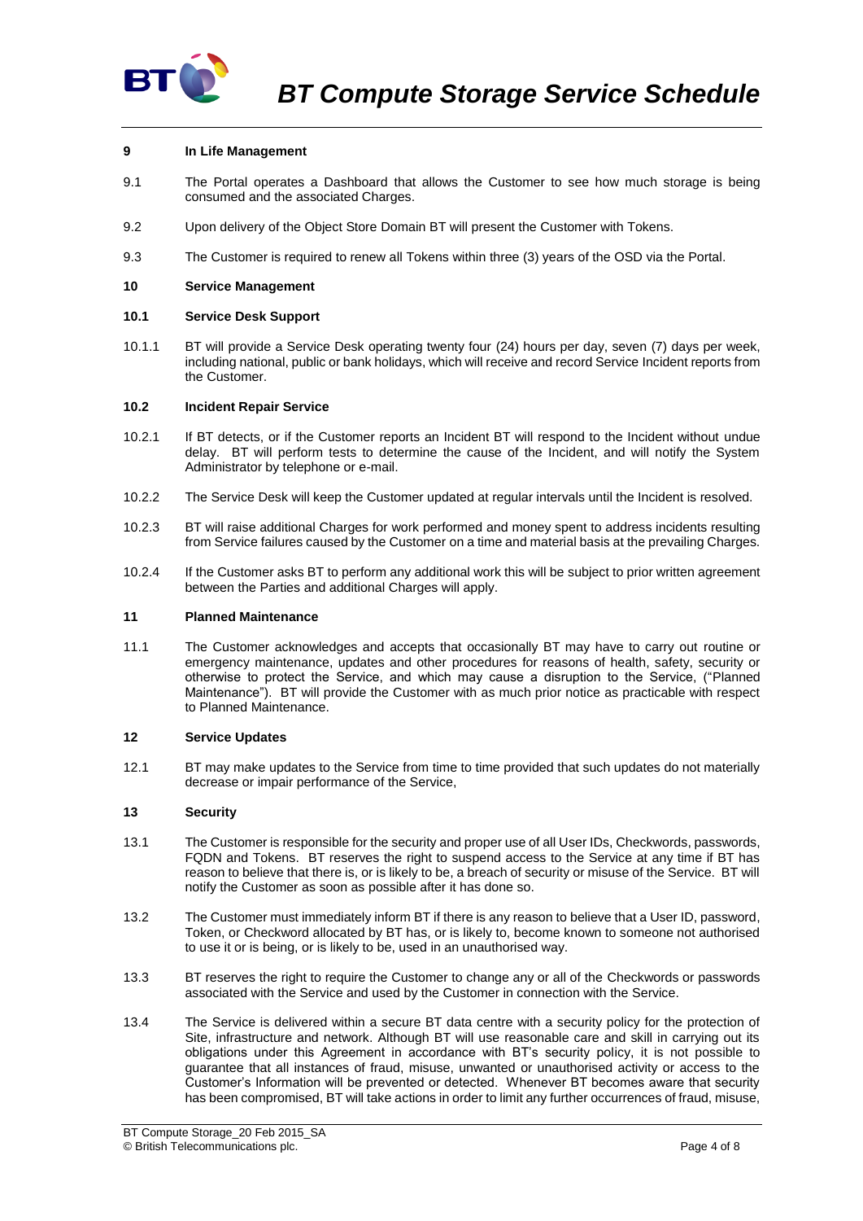## 9 In Life Management

9.1 The Portal operates a Dashboard that allows the Customer to see how much storage is being consumed and the associated Charges.

9.2 Upon delivery of the Object Store Domain BT will present the Customer with Tokens.

9.3 The Customer is required to renew all Tokens within three (3) years of the OSD via the Portal.

## 10 Service Management

### 10.1 Service Desk Support

10.1.1 BT will provide a Service Desk operating twenty four (24) hours per day, seven (7) days per week, including national, public or bank holidays, which will receive and record Service Incident reports from the Customer.

### 10.2 Incident Repair Service

10.2.1 If BT detects, or if the Customer reports an Incident BT will respond to the Incident without undue delay. BT will perform tests to determine the cause of the Incident, and will notify the System Administrator by telephone or e-mail.

10.2.2 The Service Desk will keep the Customer updated at regular intervals until the Incident is resolved.

10.2.3 BT will raise additional Charges for work performed and money spent to address incidents resulting from Service failures caused by the Customer on a time and material basis at the prevailing Charges.

10.2.4 If the Customer asks BT to perform any additional work this will be subject to prior written agreement between the Parties and additional Charges will apply.

## 11 Planned Maintenance

11.1 The Customer acknowledges and accepts that occasionally BT may have to carry out routine or emergency maintenance, updates and other procedures for reasons of health, safety, security or otherwise to protect the Service, and which may cause a disruption to the Service, ("Planned Maintenance"). BT will provide the Customer with as much prior notice as practicable with respect to Planned Maintenance.

## 12 Service Updates

12.1 BT may make updates to the Service from time to time provided that such updates do not materially decrease or impair performance of the Service,

## 13 Security

13.1 The Customer is responsible for the security and proper use of all User IDs, Checkwords, passwords, FQDN and Tokens. BT reserves the right to suspend access to the Service at any time if BT has reason to believe that there is, or is likely to be, a breach of security or misuse of the Service. BT will notify the Customer as soon as possible after it has done so.

13.2 The Customer must immediately inform BT if there is any reason to believe that a User ID, password, Token, or Checkword allocated by BT has, or is likely to, become known to someone not authorised to use it or is being, or is likely to be, used in an unauthorised way.

13.3 BT reserves the right to require the Customer to change any or all of the Checkwords or passwords associated with the Service and used by the Customer in connection with the Service.

13.4 The Service is delivered within a secure BT data centre with a security policy for the protection of Site, infrastructure and network. Although BT will use reasonable care and skill in carrying out its obligations under this Agreement in accordance with BT's security policy, it is not possible to guarantee that all instances of fraud, misuse, unwanted or unauthorised activity or access to the Customer's Information will be prevented or detected. Whenever BT becomes aware that security has been compromised, BT will take actions in order to limit any further occurrences of fraud, misuse,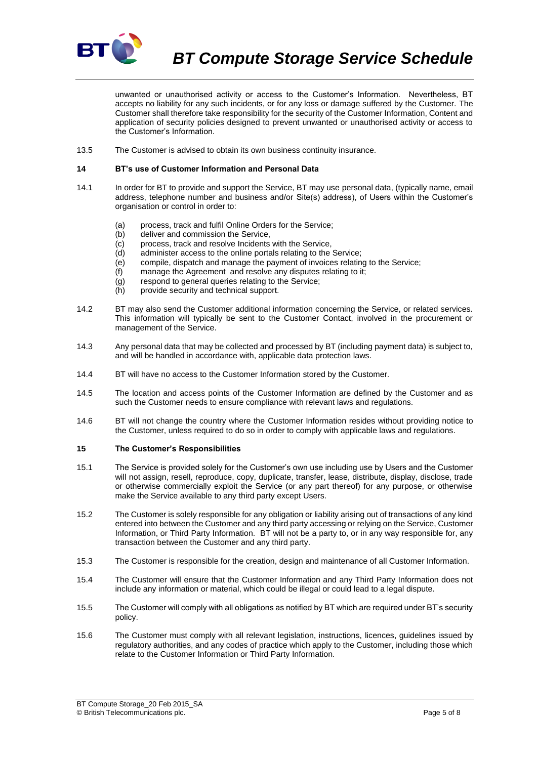unwanted or unauthorised activity or access to the Customer's Information. Nevertheless, BT accepts no liability for any such incidents, or for any loss or damage suffered by the Customer. The Customer shall therefore take responsibility for the security of the Customer Information, Content and application of security policies designed to prevent unwanted or unauthorised activity or access to the Customer's Information.

13.5 The Customer is advised to obtain its own business continuity insurance.

## 14 BT's use of Customer Information and Personal Data

14.1 In order for BT to provide and support the Service, BT may use personal data, (typically name, email address, telephone number and business and/or Site(s) address), of Users within the Customer's organisation or control in order to:

- (a) process, track and fulfil Online Orders for the Service;
- (b) deliver and commission the Service,
- (c) process, track and resolve Incidents with the Service,
- (d) administer access to the online portals relating to the Service;
- (e) compile, dispatch and manage the payment of invoices relating to the Service;
- (f) manage the Agreement and resolve any disputes relating to it;
- (g) respond to general queries relating to the Service;
- (h) provide security and technical support.

14.2 BT may also send the Customer additional information concerning the Service, or related services. This information will typically be sent to the Customer Contact, involved in the procurement or management of the Service.

14.3 Any personal data that may be collected and processed by BT (including payment data) is subject to, and will be handled in accordance with, applicable data protection laws.

14.4 BT will have no access to the Customer Information stored by the Customer.

14.5 The location and access points of the Customer Information are defined by the Customer and as such the Customer needs to ensure compliance with relevant laws and regulations.

14.6 BT will not change the country where the Customer Information resides without providing notice to the Customer, unless required to do so in order to comply with applicable laws and regulations.

## 15 The Customer's Responsibilities

15.1 The Service is provided solely for the Customer's own use including use by Users and the Customer will not assign, resell, reproduce, copy, duplicate, transfer, lease, distribute, display, disclose, trade or otherwise commercially exploit the Service (or any part thereof) for any purpose, or otherwise make the Service available to any third party except Users.

15.2 The Customer is solely responsible for any obligation or liability arising out of transactions of any kind entered into between the Customer and any third party accessing or relying on the Service, Customer Information, or Third Party Information. BT will not be a party to, or in any way responsible for, any transaction between the Customer and any third party.

15.3 The Customer is responsible for the creation, design and maintenance of all Customer Information.

15.4 The Customer will ensure that the Customer Information and any Third Party Information does not include any information or material, which could be illegal or could lead to a legal dispute.

15.5 The Customer will comply with all obligations as notified by BT which are required under BT's security policy.

15.6 The Customer must comply with all relevant legislation, instructions, licences, guidelines issued by regulatory authorities, and any codes of practice which apply to the Customer, including those which relate to the Customer Information or Third Party Information.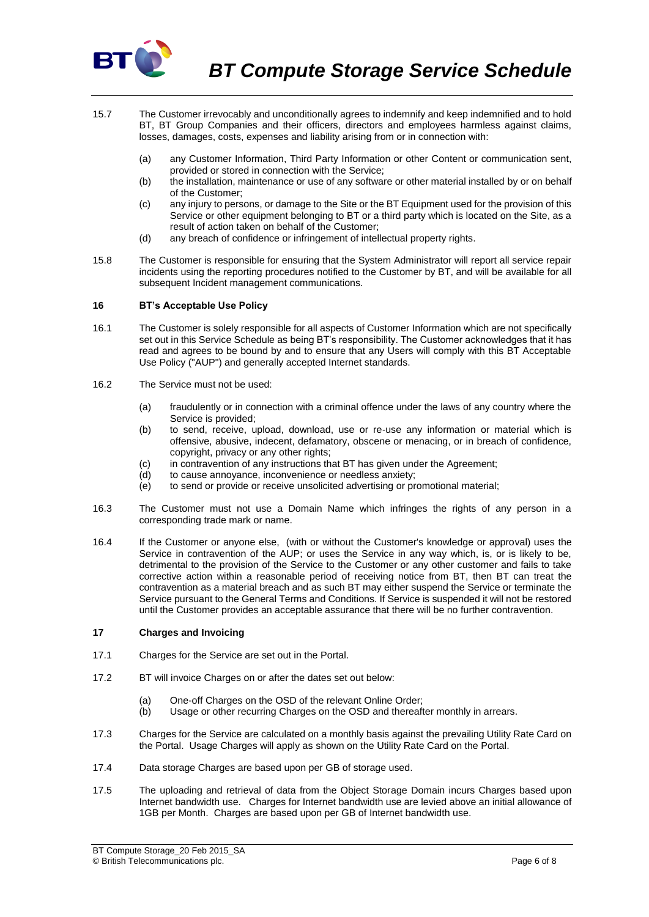15.7 The Customer irrevocably and unconditionally agrees to indemnify and keep indemnified and to hold BT, BT Group Companies and their officers, directors and employees harmless against claims, losses, damages, costs, expenses and liability arising from or in connection with:

(a) any Customer Information, Third Party Information or other Content or communication sent, provided or stored in connection with the Service;

(b) the installation, maintenance or use of any software or other material installed by or on behalf of the Customer;

(c) any injury to persons, or damage to the Site or the BT Equipment used for the provision of this Service or other equipment belonging to BT or a third party which is located on the Site, as a result of action taken on behalf of the Customer;

(d) any breach of confidence or infringement of intellectual property rights.

15.8 The Customer is responsible for ensuring that the System Administrator will report all service repair incidents using the reporting procedures notified to the Customer by BT, and will be available for all subsequent Incident management communications.

## 16 BT's Acceptable Use Policy

16.1 The Customer is solely responsible for all aspects of Customer Information which are not specifically set out in this Service Schedule as being BT's responsibility. The Customer acknowledges that it has read and agrees to be bound by and to ensure that any Users will comply with this BT Acceptable Use Policy ("AUP") and generally accepted Internet standards.

16.2 The Service must not be used:

(a) fraudulently or in connection with a criminal offence under the laws of any country where the Service is provided;

(b) to send, receive, upload, download, use or re-use any information or material which is offensive, abusive, indecent, defamatory, obscene or menacing, or in breach of confidence, copyright, privacy or any other rights;

(c) in contravention of any instructions that BT has given under the Agreement;

(d) to cause annoyance, inconvenience or needless anxiety;

(e) to send or provide or receive unsolicited advertising or promotional material;

16.3 The Customer must not use a Domain Name which infringes the rights of any person in a corresponding trade mark or name.

16.4 If the Customer or anyone else, (with or without the Customer's knowledge or approval) uses the Service in contravention of the AUP; or uses the Service in any way which, is, or is likely to be, detrimental to the provision of the Service to the Customer or any other customer and fails to take corrective action within a reasonable period of receiving notice from BT, then BT can treat the contravention as a material breach and as such BT may either suspend the Service or terminate the Service pursuant to the General Terms and Conditions. If Service is suspended it will not be restored until the Customer provides an acceptable assurance that there will be no further contravention.

## 17 Charges and Invoicing

17.1 Charges for the Service are set out in the Portal.

17.2 BT will invoice Charges on or after the dates set out below:

(a) One-off Charges on the OSD of the relevant Online Order;

(b) Usage or other recurring Charges on the OSD and thereafter monthly in arrears.

17.3 Charges for the Service are calculated on a monthly basis against the prevailing Utility Rate Card on the Portal. Usage Charges will apply as shown on the Utility Rate Card on the Portal.

17.4 Data storage Charges are based upon per GB of storage used.

17.5 The uploading and retrieval of data from the Object Storage Domain incurs Charges based upon Internet bandwidth use. Charges for Internet bandwidth use are levied above an initial allowance of 1GB per Month. Charges are based upon per GB of Internet bandwidth use.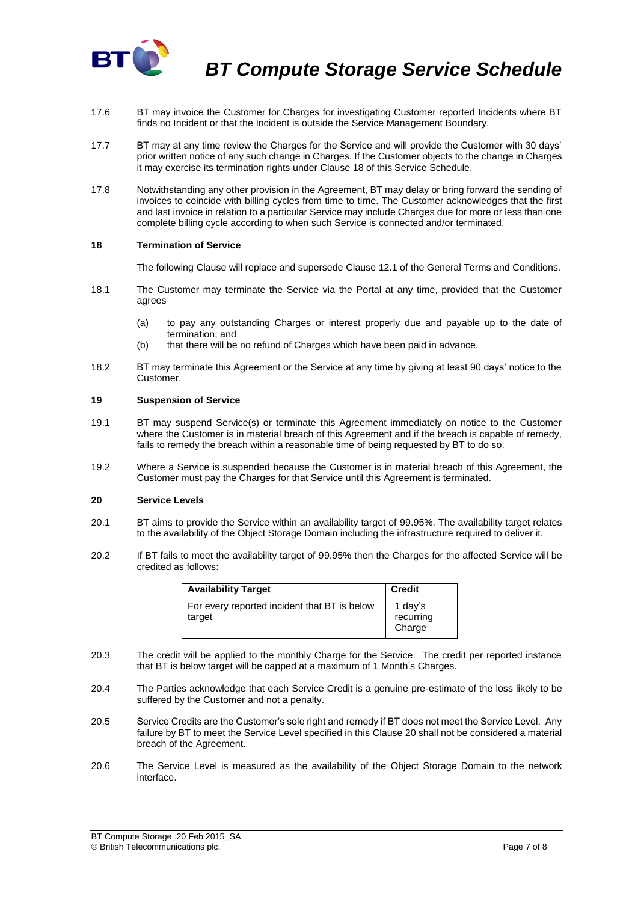17.6 BT may invoice the Customer for Charges for investigating Customer reported Incidents where BT finds no Incident or that the Incident is outside the Service Management Boundary.

17.7 BT may at any time review the Charges for the Service and will provide the Customer with 30 days' prior written notice of any such change in Charges. If the Customer objects to the change in Charges it may exercise its termination rights under Clause 18 of this Service Schedule.

17.8 Notwithstanding any other provision in the Agreement, BT may delay or bring forward the sending of invoices to coincide with billing cycles from time to time. The Customer acknowledges that the first and last invoice in relation to a particular Service may include Charges due for more or less than one complete billing cycle according to when such Service is connected and/or terminated.

## 18 Termination of Service

The following Clause will replace and supersede Clause 12.1 of the General Terms and Conditions.

18.1 The Customer may terminate the Service via the Portal at any time, provided that the Customer agrees

(a) to pay any outstanding Charges or interest properly due and payable up to the date of termination; and

(b) that there will be no refund of Charges which have been paid in advance.

18.2 BT may terminate this Agreement or the Service at any time by giving at least 90 days' notice to the Customer.

## 19 Suspension of Service

19.1 BT may suspend Service(s) or terminate this Agreement immediately on notice to the Customer where the Customer is in material breach of this Agreement and if the breach is capable of remedy, fails to remedy the breach within a reasonable time of being requested by BT to do so.

19.2 Where a Service is suspended because the Customer is in material breach of this Agreement, the Customer must pay the Charges for that Service until this Agreement is terminated.

## 20 Service Levels

20.1 BT aims to provide the Service within an availability target of 99.95%. The availability target relates to the availability of the Object Storage Domain including the infrastructure required to deliver it.

20.2 If BT fails to meet the availability target of 99.95% then the Charges for the affected Service will be credited as follows:

| Availability Target | Credit |
|---|---|
| For every reported incident that BT is below target | 1 day's recurring Charge |

20.3 The credit will be applied to the monthly Charge for the Service. The credit per reported instance that BT is below target will be capped at a maximum of 1 Month's Charges.

20.4 The Parties acknowledge that each Service Credit is a genuine pre-estimate of the loss likely to be suffered by the Customer and not a penalty.

20.5 Service Credits are the Customer's sole right and remedy if BT does not meet the Service Level. Any failure by BT to meet the Service Level specified in this Clause 20 shall not be considered a material breach of the Agreement.

20.6 The Service Level is measured as the availability of the Object Storage Domain to the network interface.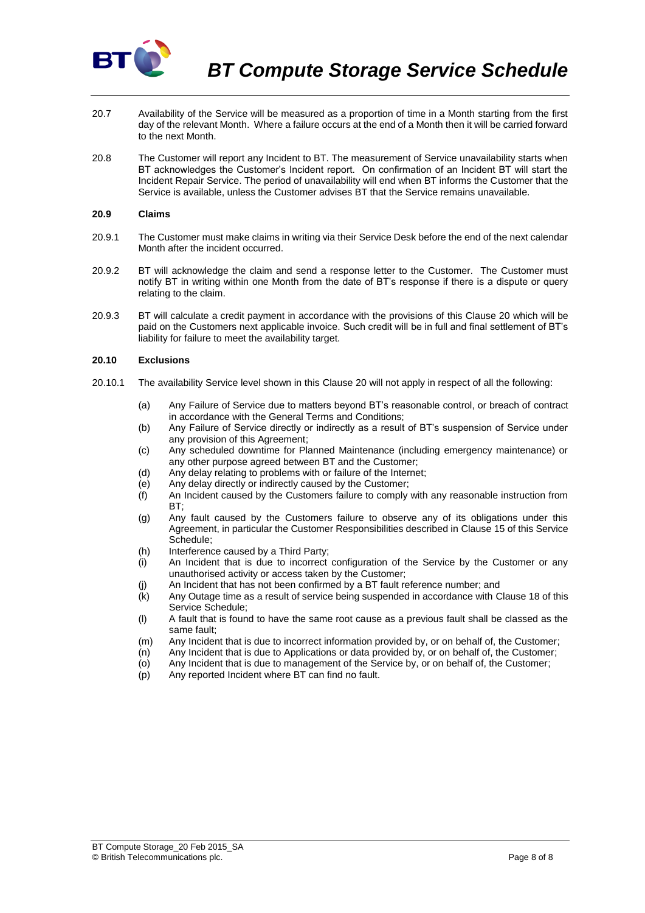20.7 Availability of the Service will be measured as a proportion of time in a Month starting from the first day of the relevant Month. Where a failure occurs at the end of a Month then it will be carried forward to the next Month.

20.8 The Customer will report any Incident to BT. The measurement of Service unavailability starts when BT acknowledges the Customer's Incident report. On confirmation of an Incident BT will start the Incident Repair Service. The period of unavailability will end when BT informs the Customer that the Service is available, unless the Customer advises BT that the Service remains unavailable.

### 20.9 Claims

20.9.1 The Customer must make claims in writing via their Service Desk before the end of the next calendar Month after the incident occurred.

20.9.2 BT will acknowledge the claim and send a response letter to the Customer. The Customer must notify BT in writing within one Month from the date of BT's response if there is a dispute or query relating to the claim.

20.9.3 BT will calculate a credit payment in accordance with the provisions of this Clause 20 which will be paid on the Customers next applicable invoice. Such credit will be in full and final settlement of BT's liability for failure to meet the availability target.

### 20.10 Exclusions

20.10.1 The availability Service level shown in this Clause 20 will not apply in respect of all the following:

(a) Any Failure of Service due to matters beyond BT's reasonable control, or breach of contract in accordance with the General Terms and Conditions;
(b) Any Failure of Service directly or indirectly as a result of BT's suspension of Service under any provision of this Agreement;
(c) Any scheduled downtime for Planned Maintenance (including emergency maintenance) or any other purpose agreed between BT and the Customer;
(d) Any delay relating to problems with or failure of the Internet;
(e) Any delay directly or indirectly caused by the Customer;
(f) An Incident caused by the Customers failure to comply with any reasonable instruction from BT;
(g) Any fault caused by the Customers failure to observe any of its obligations under this Agreement, in particular the Customer Responsibilities described in Clause 15 of this Service Schedule;
(h) Interference caused by a Third Party;
(i) An Incident that is due to incorrect configuration of the Service by the Customer or any unauthorised activity or access taken by the Customer;
(j) An Incident that has not been confirmed by a BT fault reference number; and
(k) Any Outage time as a result of service being suspended in accordance with Clause 18 of this Service Schedule;
(l) A fault that is found to have the same root cause as a previous fault shall be classed as the same fault;
(m) Any Incident that is due to incorrect information provided by, or on behalf of, the Customer;
(n) Any Incident that is due to Applications or data provided by, or on behalf of, the Customer;
(o) Any Incident that is due to management of the Service by, or on behalf of, the Customer;
(p) Any reported Incident where BT can find no fault.